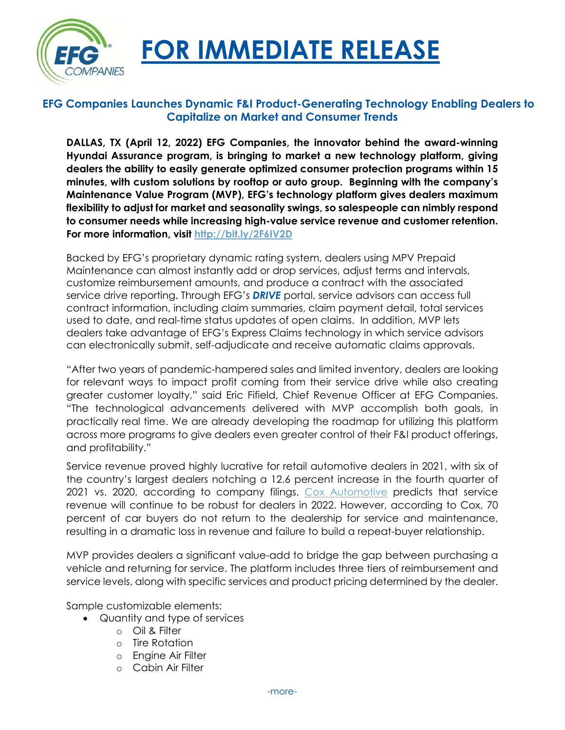# FOR IMMEDIATE RELEASE

## EFG Companies Launches Dynamic F&I Product-Generating Technology Enabling Dealers to Capitalize on Market and Consumer Trends

**DALLAS, TX (April 12, 2022) EFG Companies, the innovator behind the award-winning Hyundai Assurance program, is bringing to market a new technology platform, giving dealers the ability to easily generate optimized consumer protection programs within 15 minutes, with custom solutions by rooftop or auto group. Beginning with the company's Maintenance Value Program (MVP), EFG's technology platform gives dealers maximum flexibility to adjust for market and seasonality swings, so salespeople can nimbly respond to consumer needs while increasing high-value service revenue and customer retention. For more information, visit http://bit.ly/2F6IV2D**

Backed by EFG's proprietary dynamic rating system, dealers using MPV Prepaid Maintenance can almost instantly add or drop services, adjust terms and intervals, customize reimbursement amounts, and produce a contract with the associated service drive reporting. Through EFG's ***DRIVE*** portal, service advisors can access full contract information, including claim summaries, claim payment detail, total services used to date, and real-time status updates of open claims. In addition, MVP lets dealers take advantage of EFG's Express Claims technology in which service advisors can electronically submit, self-adjudicate and receive automatic claims approvals.

"After two years of pandemic-hampered sales and limited inventory, dealers are looking for relevant ways to impact profit coming from their service drive while also creating greater customer loyalty," said Eric Fifield, Chief Revenue Officer at EFG Companies. "The technological advancements delivered with MVP accomplish both goals, in practically real time. We are already developing the roadmap for utilizing this platform across more programs to give dealers even greater control of their F&I product offerings, and profitability."

Service revenue proved highly lucrative for retail automotive dealers in 2021, with six of the country's largest dealers notching a 12.6 percent increase in the fourth quarter of 2021 vs. 2020, according to company filings. Cox Automotive predicts that service revenue will continue to be robust for dealers in 2022. However, according to Cox, 70 percent of car buyers do not return to the dealership for service and maintenance, resulting in a dramatic loss in revenue and failure to build a repeat-buyer relationship.

MVP provides dealers a significant value-add to bridge the gap between purchasing a vehicle and returning for service. The platform includes three tiers of reimbursement and service levels, along with specific services and product pricing determined by the dealer.

Sample customizable elements:

- Quantity and type of services
  - Oil & Filter
  - Tire Rotation
  - Engine Air Filter
  - Cabin Air Filter

-more-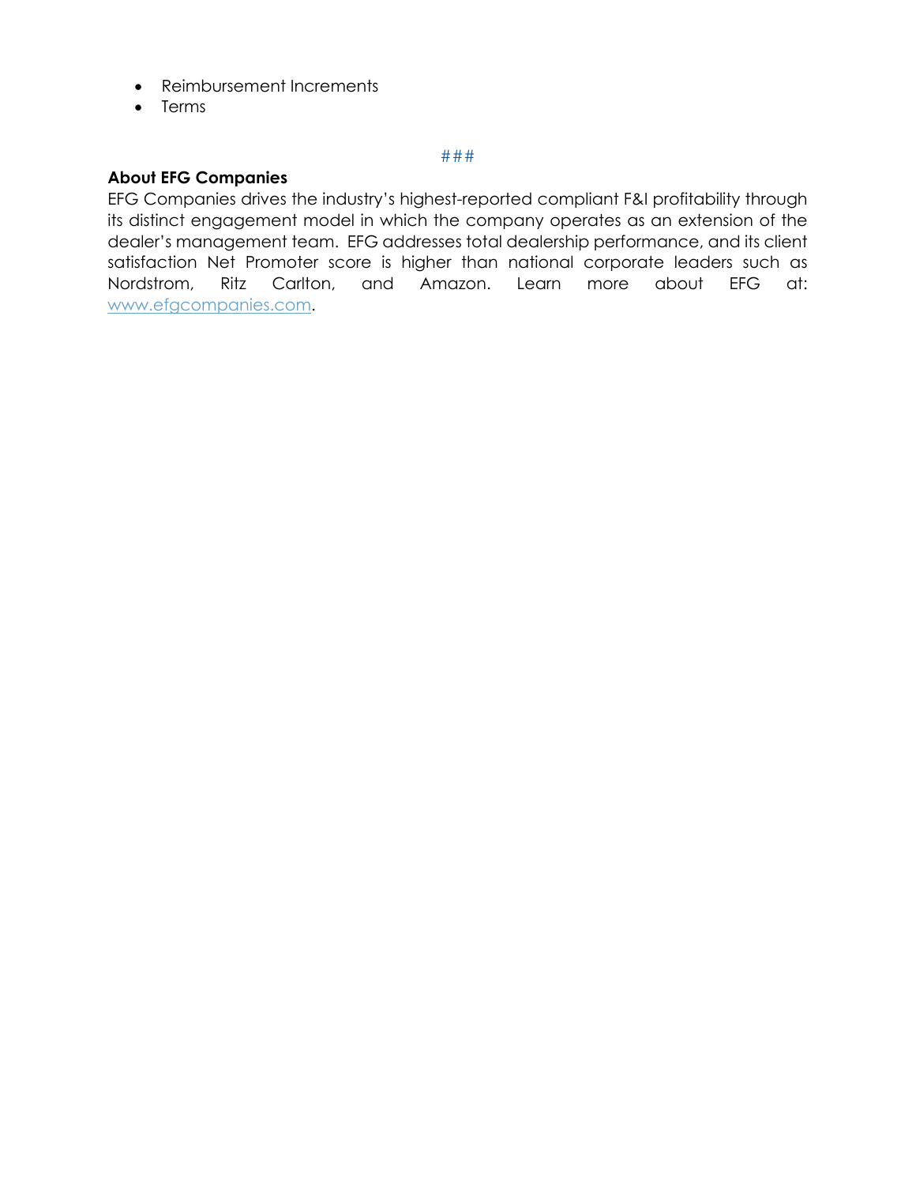- Reimbursement Increments
- Terms

###

**About EFG Companies**

EFG Companies drives the industry's highest-reported compliant F&I profitability through its distinct engagement model in which the company operates as an extension of the dealer's management team. EFG addresses total dealership performance, and its client satisfaction Net Promoter score is higher than national corporate leaders such as Nordstrom, Ritz Carlton, and Amazon. Learn more about EFG at: www.efgcompanies.com.